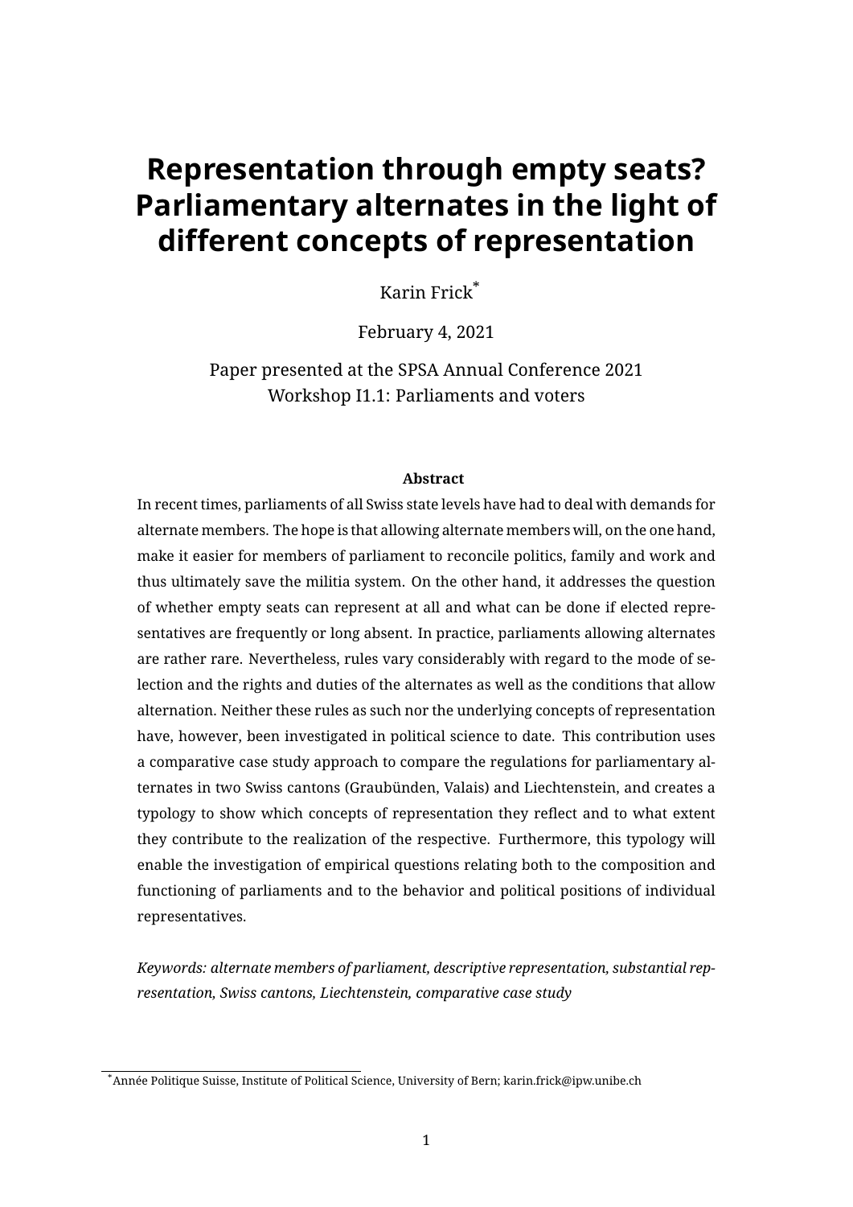# Representation through empty seats? Parliamentary alternates in the light of different concepts of representation

Karin Frick[*]

February 4, 2021

Paper presented at the SPSA Annual Conference 2021
Workshop I1.1: Parliaments and voters

**Abstract**

In recent times, parliaments of all Swiss state levels have had to deal with demands for alternate members. The hope is that allowing alternate members will, on the one hand, make it easier for members of parliament to reconcile politics, family and work and thus ultimately save the militia system. On the other hand, it addresses the question of whether empty seats can represent at all and what can be done if elected representatives are frequently or long absent. In practice, parliaments allowing alternates are rather rare. Nevertheless, rules vary considerably with regard to the mode of selection and the rights and duties of the alternates as well as the conditions that allow alternation. Neither these rules as such nor the underlying concepts of representation have, however, been investigated in political science to date. This contribution uses a comparative case study approach to compare the regulations for parliamentary alternates in two Swiss cantons (Graubünden, Valais) and Liechtenstein, and creates a typology to show which concepts of representation they reflect and to what extent they contribute to the realization of the respective. Furthermore, this typology will enable the investigation of empirical questions relating both to the composition and functioning of parliaments and to the behavior and political positions of individual representatives.

*Keywords: alternate members of parliament, descriptive representation, substantial representation, Swiss cantons, Liechtenstein, comparative case study*

[*] Année Politique Suisse, Institute of Political Science, University of Bern; karin.frick@ipw.unibe.ch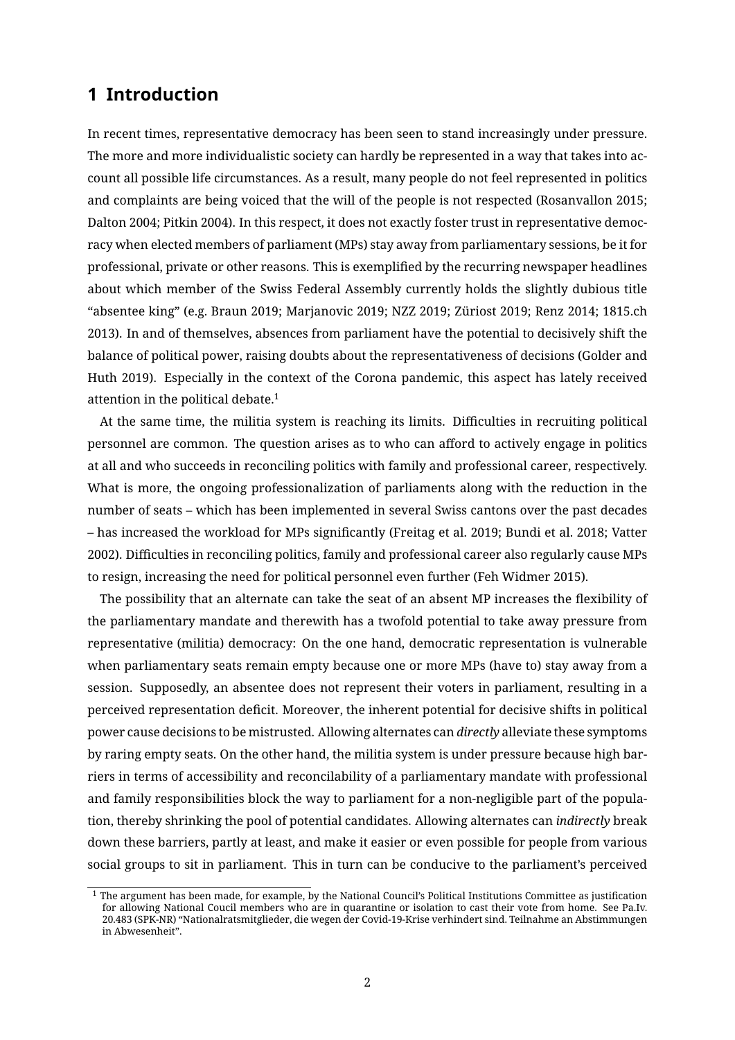# 1 Introduction

In recent times, representative democracy has been seen to stand increasingly under pressure. The more and more individualistic society can hardly be represented in a way that takes into account all possible life circumstances. As a result, many people do not feel represented in politics and complaints are being voiced that the will of the people is not respected (Rosanvallon 2015; Dalton 2004; Pitkin 2004). In this respect, it does not exactly foster trust in representative democracy when elected members of parliament (MPs) stay away from parliamentary sessions, be it for professional, private or other reasons. This is exemplified by the recurring newspaper headlines about which member of the Swiss Federal Assembly currently holds the slightly dubious title "absentee king" (e.g. Braun 2019; Marjanovic 2019; NZZ 2019; Züriost 2019; Renz 2014; 1815.ch 2013). In and of themselves, absences from parliament have the potential to decisively shift the balance of political power, raising doubts about the representativeness of decisions (Golder and Huth 2019). Especially in the context of the Corona pandemic, this aspect has lately received attention in the political debate.[1]

At the same time, the militia system is reaching its limits. Difficulties in recruiting political personnel are common. The question arises as to who can afford to actively engage in politics at all and who succeeds in reconciling politics with family and professional career, respectively. What is more, the ongoing professionalization of parliaments along with the reduction in the number of seats – which has been implemented in several Swiss cantons over the past decades – has increased the workload for MPs significantly (Freitag et al. 2019; Bundi et al. 2018; Vatter 2002). Difficulties in reconciling politics, family and professional career also regularly cause MPs to resign, increasing the need for political personnel even further (Feh Widmer 2015).

The possibility that an alternate can take the seat of an absent MP increases the flexibility of the parliamentary mandate and therewith has a twofold potential to take away pressure from representative (militia) democracy: On the one hand, democratic representation is vulnerable when parliamentary seats remain empty because one or more MPs (have to) stay away from a session. Supposedly, an absentee does not represent their voters in parliament, resulting in a perceived representation deficit. Moreover, the inherent potential for decisive shifts in political power cause decisions to be mistrusted. Allowing alternates can *directly* alleviate these symptoms by raring empty seats. On the other hand, the militia system is under pressure because high barriers in terms of accessibility and reconcilability of a parliamentary mandate with professional and family responsibilities block the way to parliament for a non-negligible part of the population, thereby shrinking the pool of potential candidates. Allowing alternates can *indirectly* break down these barriers, partly at least, and make it easier or even possible for people from various social groups to sit in parliament. This in turn can be conducive to the parliament's perceived

[1] The argument has been made, for example, by the National Council's Political Institutions Committee as justification for allowing National Coucil members who are in quarantine or isolation to cast their vote from home. See Pa.Iv. 20.483 (SPK-NR) "Nationalratsmitglieder, die wegen der Covid-19-Krise verhindert sind. Teilnahme an Abstimmungen in Abwesenheit".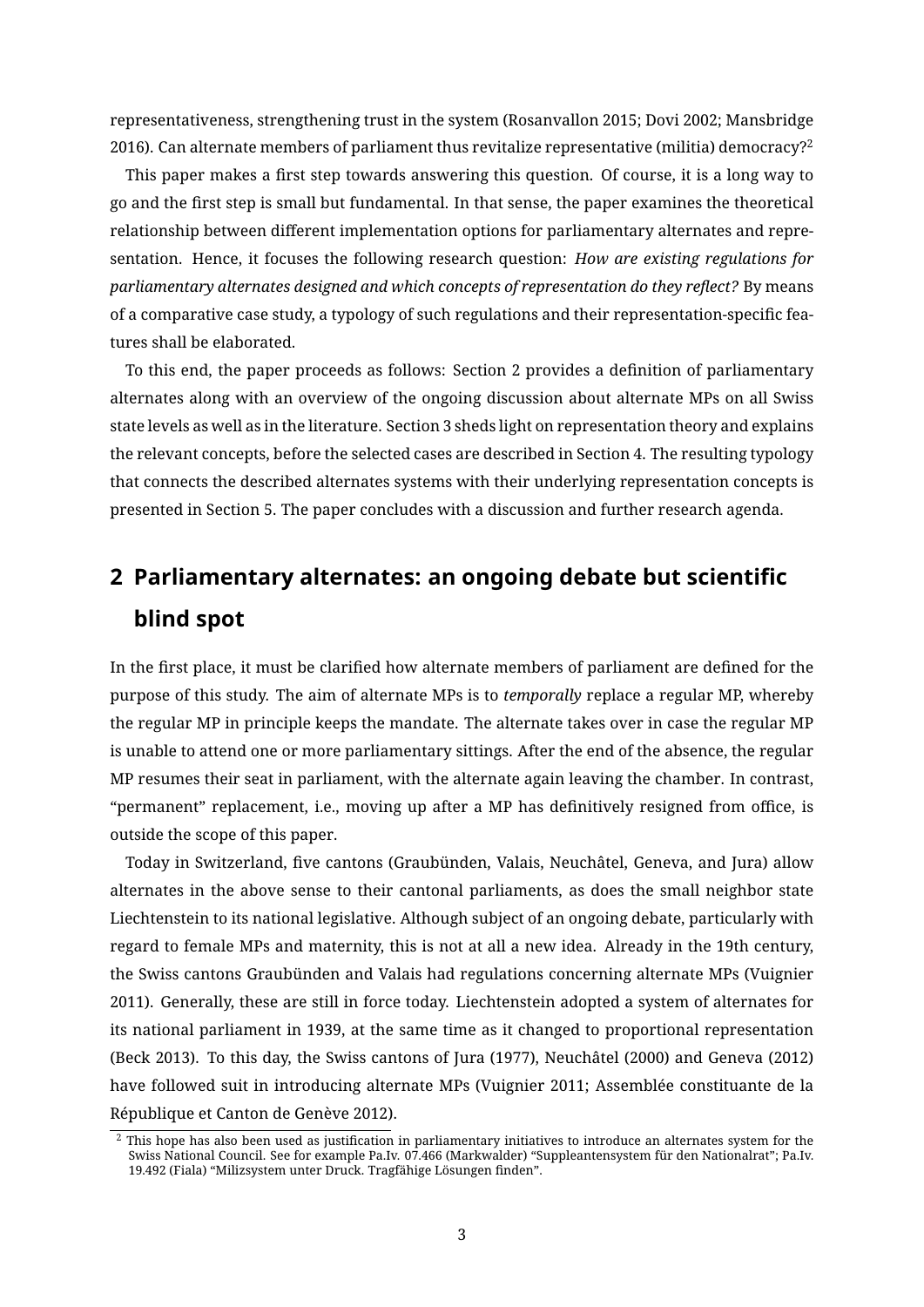representativeness, strengthening trust in the system (Rosanvallon 2015; Dovi 2002; Mansbridge 2016). Can alternate members of parliament thus revitalize representative (militia) democracy?[2]

This paper makes a first step towards answering this question. Of course, it is a long way to go and the first step is small but fundamental. In that sense, the paper examines the theoretical relationship between different implementation options for parliamentary alternates and representation. Hence, it focuses the following research question: *How are existing regulations for parliamentary alternates designed and which concepts of representation do they reflect?* By means of a comparative case study, a typology of such regulations and their representation-specific features shall be elaborated.

To this end, the paper proceeds as follows: Section 2 provides a definition of parliamentary alternates along with an overview of the ongoing discussion about alternate MPs on all Swiss state levels as well as in the literature. Section 3 sheds light on representation theory and explains the relevant concepts, before the selected cases are described in Section 4. The resulting typology that connects the described alternates systems with their underlying representation concepts is presented in Section 5. The paper concludes with a discussion and further research agenda.

## 2 Parliamentary alternates: an ongoing debate but scientific blind spot

In the first place, it must be clarified how alternate members of parliament are defined for the purpose of this study. The aim of alternate MPs is to *temporally* replace a regular MP, whereby the regular MP in principle keeps the mandate. The alternate takes over in case the regular MP is unable to attend one or more parliamentary sittings. After the end of the absence, the regular MP resumes their seat in parliament, with the alternate again leaving the chamber. In contrast, "permanent" replacement, i.e., moving up after a MP has definitively resigned from office, is outside the scope of this paper.

Today in Switzerland, five cantons (Graubünden, Valais, Neuchâtel, Geneva, and Jura) allow alternates in the above sense to their cantonal parliaments, as does the small neighbor state Liechtenstein to its national legislative. Although subject of an ongoing debate, particularly with regard to female MPs and maternity, this is not at all a new idea. Already in the 19th century, the Swiss cantons Graubünden and Valais had regulations concerning alternate MPs (Vuignier 2011). Generally, these are still in force today. Liechtenstein adopted a system of alternates for its national parliament in 1939, at the same time as it changed to proportional representation (Beck 2013). To this day, the Swiss cantons of Jura (1977), Neuchâtel (2000) and Geneva (2012) have followed suit in introducing alternate MPs (Vuignier 2011; Assemblée constituante de la République et Canton de Genève 2012).

[2] This hope has also been used as justification in parliamentary initiatives to introduce an alternates system for the Swiss National Council. See for example Pa.Iv. 07.466 (Markwalder) "Suppleantensystem für den Nationalrat"; Pa.Iv. 19.492 (Fiala) "Milizsystem unter Druck. Tragfähige Lösungen finden".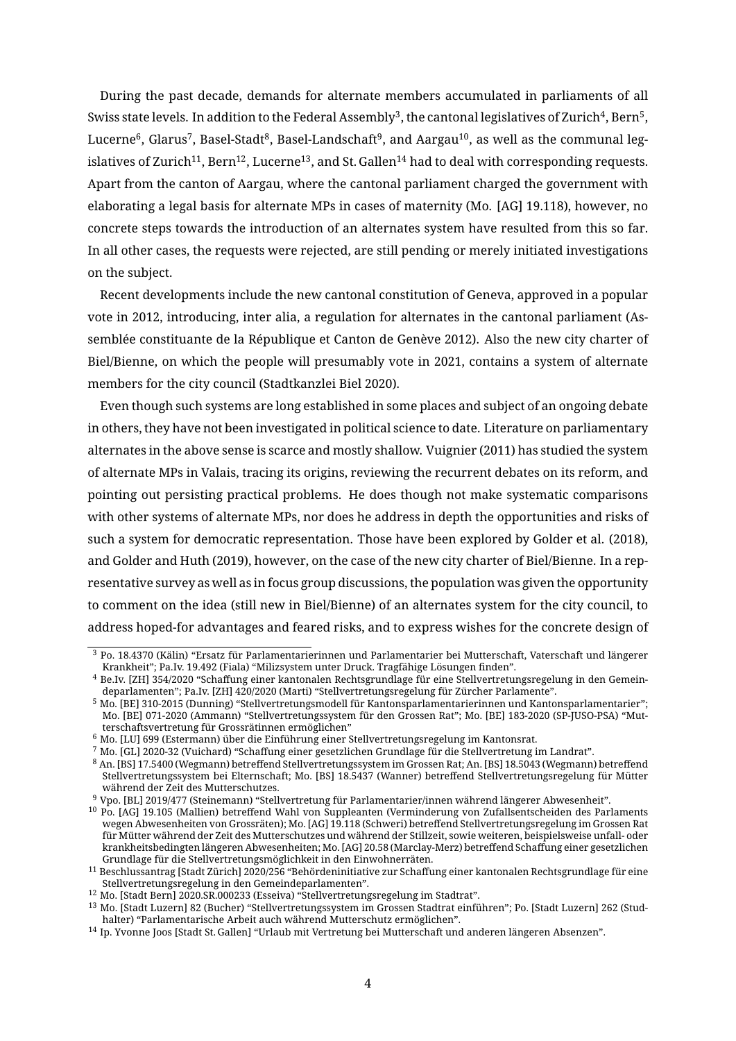During the past decade, demands for alternate members accumulated in parliaments of all Swiss state levels. In addition to the Federal Assembly[3], the cantonal legislatives of Zurich[4], Bern[5], Lucerne[6], Glarus[7], Basel-Stadt[8], Basel-Landschaft[9], and Aargau[10], as well as the communal legislatives of Zurich[11], Bern[12], Lucerne[13], and St. Gallen[14] had to deal with corresponding requests. Apart from the canton of Aargau, where the cantonal parliament charged the government with elaborating a legal basis for alternate MPs in cases of maternity (Mo. [AG] 19.118), however, no concrete steps towards the introduction of an alternates system have resulted from this so far. In all other cases, the requests were rejected, are still pending or merely initiated investigations on the subject.

Recent developments include the new cantonal constitution of Geneva, approved in a popular vote in 2012, introducing, inter alia, a regulation for alternates in the cantonal parliament (Assemblée constituante de la République et Canton de Genève 2012). Also the new city charter of Biel/Bienne, on which the people will presumably vote in 2021, contains a system of alternate members for the city council (Stadtkanzlei Biel 2020).

Even though such systems are long established in some places and subject of an ongoing debate in others, they have not been investigated in political science to date. Literature on parliamentary alternates in the above sense is scarce and mostly shallow. Vuignier (2011) has studied the system of alternate MPs in Valais, tracing its origins, reviewing the recurrent debates on its reform, and pointing out persisting practical problems. He does though not make systematic comparisons with other systems of alternate MPs, nor does he address in depth the opportunities and risks of such a system for democratic representation. Those have been explored by Golder et al. (2018), and Golder and Huth (2019), however, on the case of the new city charter of Biel/Bienne. In a representative survey as well as in focus group discussions, the population was given the opportunity to comment on the idea (still new in Biel/Bienne) of an alternates system for the city council, to address hoped-for advantages and feared risks, and to express wishes for the concrete design of

---

[3] Po. 18.4370 (Kälin) "Ersatz für Parlamentarierinnen und Parlamentarier bei Mutterschaft, Vaterschaft und längerer Krankheit"; Pa.Iv. 19.492 (Fiala) "Milizsystem unter Druck. Tragfähige Lösungen finden".

[4] Be.Iv. [ZH] 354/2020 "Schaffung einer kantonalen Rechtsgrundlage für eine Stellvertretungsregelung in den Gemeindeparlamenten"; Pa.Iv. [ZH] 420/2020 (Marti) "Stellvertretungsregelung für Zürcher Parlamente".

[5] Mo. [BE] 310-2015 (Dunning) "Stellvertretungsmodell für Kantonsparlamentarierinnen und Kantonsparlamentarier"; Mo. [BE] 071-2020 (Ammann) "Stellvertretungssystem für den Grossen Rat"; Mo. [BE] 183-2020 (SP-JUSO-PSA) "Mutterschaftsvertretung für Grossrätinnen ermöglichen"

[6] Mo. [LU] 699 (Estermann) über die Einführung einer Stellvertretungsregelung im Kantonsrat.

[7] Mo. [GL] 2020-32 (Vuichard) "Schaffung einer gesetzlichen Grundlage für die Stellvertretung im Landrat".

[8] An. [BS] 17.5400 (Wegmann) betreffend Stellvertretungssystem im Grossen Rat; An. [BS] 18.5043 (Wegmann) betreffend Stellvertretungssystem bei Elternschaft; Mo. [BS] 18.5437 (Wanner) betreffend Stellvertretungsregelung für Mütter während der Zeit des Mutterschutzes.

[9] Vpo. [BL] 2019/477 (Steinemann) "Stellvertretung für Parlamentarier/innen während längerer Abwesenheit".

[10] Po. [AG] 19.105 (Mallien) betreffend Wahl von Suppleanten (Verminderung von Zufallsentscheiden des Parlaments wegen Abwesenheiten von Grossräten); Mo. [AG] 19.118 (Schweri) betreffend Stellvertretungsregelung im Grossen Rat für Mütter während der Zeit des Mutterschutzes und während der Stillzeit, sowie weiteren, beispielsweise unfall- oder krankheitsbedingten längeren Abwesenheiten; Mo. [AG] 20.58 (Marclay-Merz) betreffend Schaffung einer gesetzlichen Grundlage für die Stellvertretungsmöglichkeit in den Einwohnerräten.

[11] Beschlussantrag [Stadt Zürich] 2020/256 "Behördeninitiative zur Schaffung einer kantonalen Rechtsgrundlage für eine Stellvertretungsregelung in den Gemeindeparlamenten".

[12] Mo. [Stadt Bern] 2020.SR.000233 (Esseiva) "Stellvertretungsregelung im Stadtrat".

[13] Mo. [Stadt Luzern] 82 (Bucher) "Stellvertretungssystem im Grossen Stadtrat einführen"; Po. [Stadt Luzern] 262 (Studhalter) "Parlamentarische Arbeit auch während Mutterschutz ermöglichen".

[14] Ip. Yvonne Joos [Stadt St. Gallen] "Urlaub mit Vertretung bei Mutterschaft und anderen längeren Absenzen".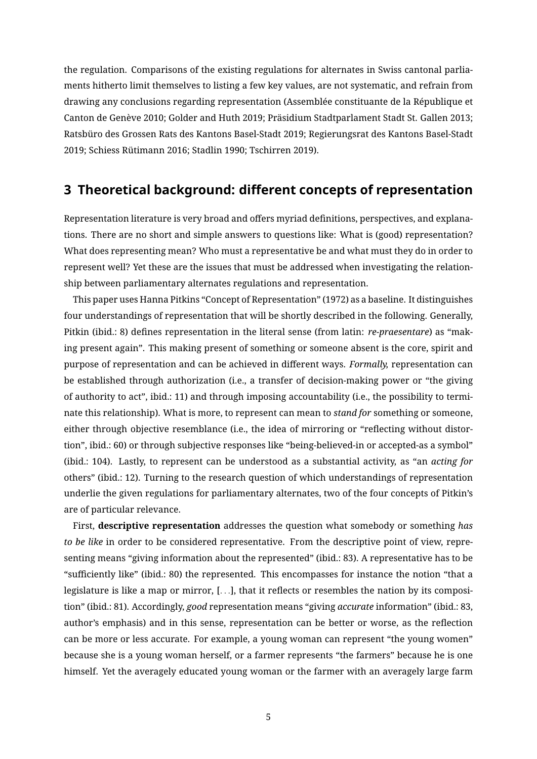the regulation. Comparisons of the existing regulations for alternates in Swiss cantonal parliaments hitherto limit themselves to listing a few key values, are not systematic, and refrain from drawing any conclusions regarding representation (Assemblée constituante de la République et Canton de Genève 2010; Golder and Huth 2019; Präsidium Stadtparlament Stadt St. Gallen 2013; Ratsbüro des Grossen Rats des Kantons Basel-Stadt 2019; Regierungsrat des Kantons Basel-Stadt 2019; Schiess Rütimann 2016; Stadlin 1990; Tschirren 2019).

## 3 Theoretical background: different concepts of representation

Representation literature is very broad and offers myriad definitions, perspectives, and explanations. There are no short and simple answers to questions like: What is (good) representation? What does representing mean? Who must a representative be and what must they do in order to represent well? Yet these are the issues that must be addressed when investigating the relationship between parliamentary alternates regulations and representation.

This paper uses Hanna Pitkins "Concept of Representation" (1972) as a baseline. It distinguishes four understandings of representation that will be shortly described in the following. Generally, Pitkin (ibid.: 8) defines representation in the literal sense (from latin: *re-praesentare*) as "making present again". This making present of something or someone absent is the core, spirit and purpose of representation and can be achieved in different ways. *Formally,* representation can be established through authorization (i.e., a transfer of decision-making power or "the giving of authority to act", ibid.: 11) and through imposing accountability (i.e., the possibility to terminate this relationship). What is more, to represent can mean to *stand for* something or someone, either through objective resemblance (i.e., the idea of mirroring or "reflecting without distortion", ibid.: 60) or through subjective responses like "being-believed-in or accepted-as a symbol" (ibid.: 104). Lastly, to represent can be understood as a substantial activity, as "an *acting for* others" (ibid.: 12). Turning to the research question of which understandings of representation underlie the given regulations for parliamentary alternates, two of the four concepts of Pitkin's are of particular relevance.

First, **descriptive representation** addresses the question what somebody or something *has to be like* in order to be considered representative. From the descriptive point of view, representing means "giving information about the represented" (ibid.: 83). A representative has to be "sufficiently like" (ibid.: 80) the represented. This encompasses for instance the notion "that a legislature is like a map or mirror, [...], that it reflects or resembles the nation by its composition" (ibid.: 81). Accordingly, *good* representation means "giving *accurate* information" (ibid.: 83, author's emphasis) and in this sense, representation can be better or worse, as the reflection can be more or less accurate. For example, a young woman can represent "the young women" because she is a young woman herself, or a farmer represents "the farmers" because he is one himself. Yet the averagely educated young woman or the farmer with an averagely large farm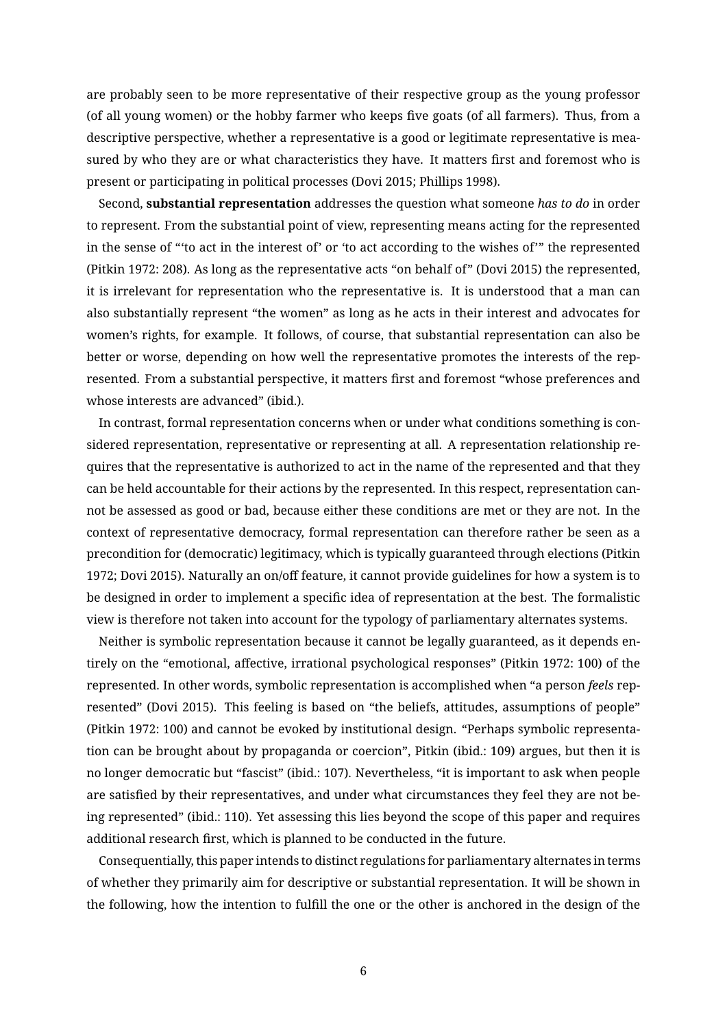are probably seen to be more representative of their respective group as the young professor (of all young women) or the hobby farmer who keeps five goats (of all farmers). Thus, from a descriptive perspective, whether a representative is a good or legitimate representative is measured by who they are or what characteristics they have. It matters first and foremost who is present or participating in political processes (Dovi 2015; Phillips 1998).

Second, **substantial representation** addresses the question what someone *has to do* in order to represent. From the substantial point of view, representing means acting for the represented in the sense of "'to act in the interest of' or 'to act according to the wishes of'" the represented (Pitkin 1972: 208). As long as the representative acts "on behalf of" (Dovi 2015) the represented, it is irrelevant for representation who the representative is. It is understood that a man can also substantially represent "the women" as long as he acts in their interest and advocates for women's rights, for example. It follows, of course, that substantial representation can also be better or worse, depending on how well the representative promotes the interests of the represented. From a substantial perspective, it matters first and foremost "whose preferences and whose interests are advanced" (ibid.).

In contrast, formal representation concerns when or under what conditions something is considered representation, representative or representing at all. A representation relationship requires that the representative is authorized to act in the name of the represented and that they can be held accountable for their actions by the represented. In this respect, representation cannot be assessed as good or bad, because either these conditions are met or they are not. In the context of representative democracy, formal representation can therefore rather be seen as a precondition for (democratic) legitimacy, which is typically guaranteed through elections (Pitkin 1972; Dovi 2015). Naturally an on/off feature, it cannot provide guidelines for how a system is to be designed in order to implement a specific idea of representation at the best. The formalistic view is therefore not taken into account for the typology of parliamentary alternates systems.

Neither is symbolic representation because it cannot be legally guaranteed, as it depends entirely on the "emotional, affective, irrational psychological responses" (Pitkin 1972: 100) of the represented. In other words, symbolic representation is accomplished when "a person *feels* represented" (Dovi 2015). This feeling is based on "the beliefs, attitudes, assumptions of people" (Pitkin 1972: 100) and cannot be evoked by institutional design. "Perhaps symbolic representation can be brought about by propaganda or coercion", Pitkin (ibid.: 109) argues, but then it is no longer democratic but "fascist" (ibid.: 107). Nevertheless, "it is important to ask when people are satisfied by their representatives, and under what circumstances they feel they are not being represented" (ibid.: 110). Yet assessing this lies beyond the scope of this paper and requires additional research first, which is planned to be conducted in the future.

Consequentially, this paper intends to distinct regulations for parliamentary alternates in terms of whether they primarily aim for descriptive or substantial representation. It will be shown in the following, how the intention to fulfill the one or the other is anchored in the design of the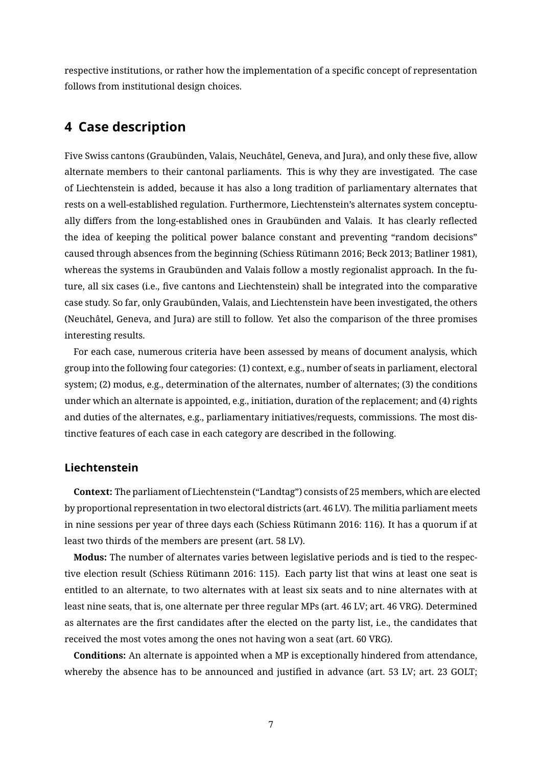respective institutions, or rather how the implementation of a specific concept of representation follows from institutional design choices.

## 4 Case description

Five Swiss cantons (Graubünden, Valais, Neuchâtel, Geneva, and Jura), and only these five, allow alternate members to their cantonal parliaments. This is why they are investigated. The case of Liechtenstein is added, because it has also a long tradition of parliamentary alternates that rests on a well-established regulation. Furthermore, Liechtenstein's alternates system conceptually differs from the long-established ones in Graubünden and Valais. It has clearly reflected the idea of keeping the political power balance constant and preventing "random decisions" caused through absences from the beginning (Schiess Rütimann 2016; Beck 2013; Batliner 1981), whereas the systems in Graubünden and Valais follow a mostly regionalist approach. In the future, all six cases (i.e., five cantons and Liechtenstein) shall be integrated into the comparative case study. So far, only Graubünden, Valais, and Liechtenstein have been investigated, the others (Neuchâtel, Geneva, and Jura) are still to follow. Yet also the comparison of the three promises interesting results.

For each case, numerous criteria have been assessed by means of document analysis, which group into the following four categories: (1) context, e.g., number of seats in parliament, electoral system; (2) modus, e.g., determination of the alternates, number of alternates; (3) the conditions under which an alternate is appointed, e.g., initiation, duration of the replacement; and (4) rights and duties of the alternates, e.g., parliamentary initiatives/requests, commissions. The most distinctive features of each case in each category are described in the following.

### Liechtenstein

**Context:** The parliament of Liechtenstein ("Landtag") consists of 25 members, which are elected by proportional representation in two electoral districts (art. 46 LV). The militia parliament meets in nine sessions per year of three days each (Schiess Rütimann 2016: 116). It has a quorum if at least two thirds of the members are present (art. 58 LV).

**Modus:** The number of alternates varies between legislative periods and is tied to the respective election result (Schiess Rütimann 2016: 115). Each party list that wins at least one seat is entitled to an alternate, to two alternates with at least six seats and to nine alternates with at least nine seats, that is, one alternate per three regular MPs (art. 46 LV; art. 46 VRG). Determined as alternates are the first candidates after the elected on the party list, i.e., the candidates that received the most votes among the ones not having won a seat (art. 60 VRG).

**Conditions:** An alternate is appointed when a MP is exceptionally hindered from attendance, whereby the absence has to be announced and justified in advance (art. 53 LV; art. 23 GOLT;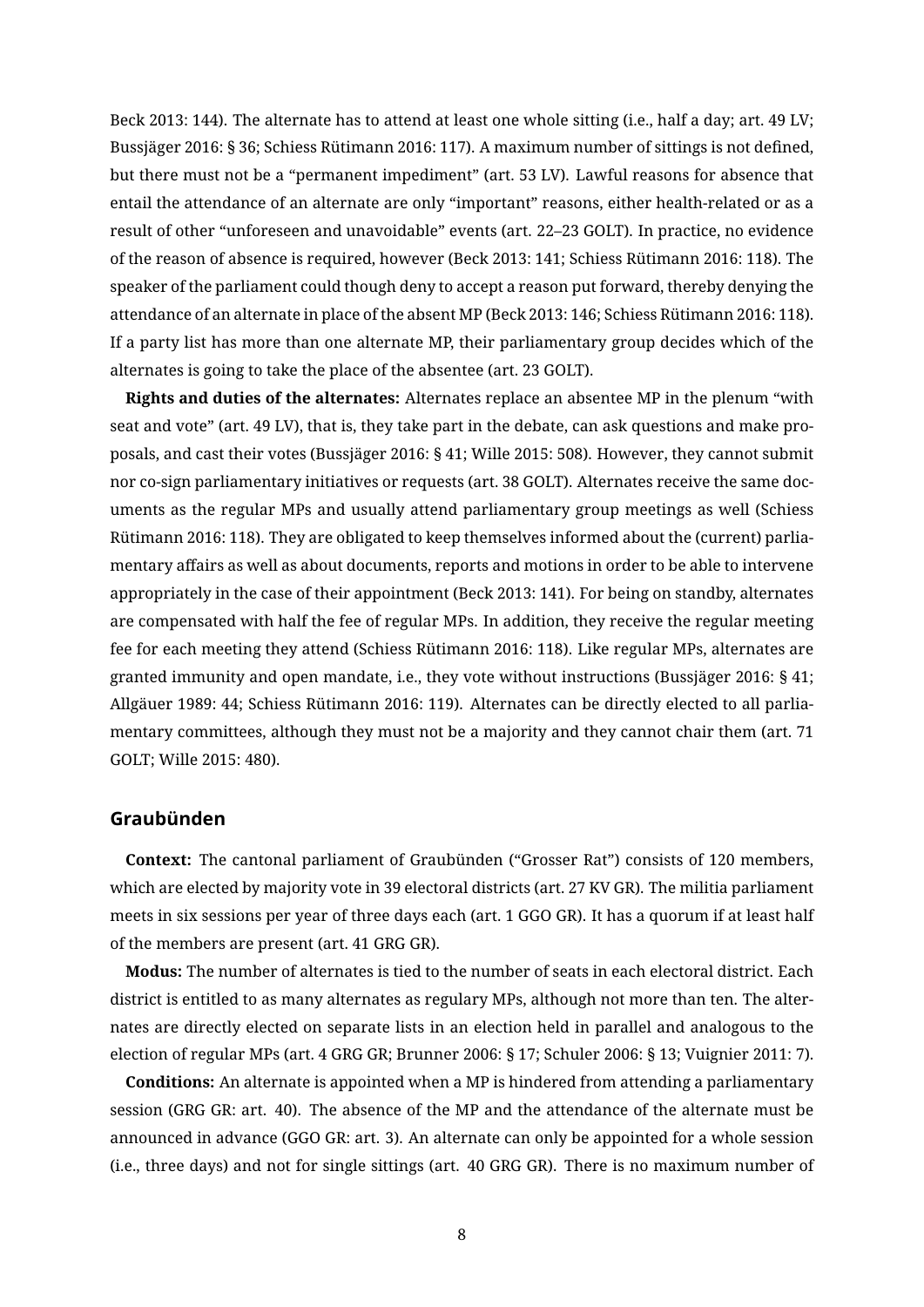Beck 2013: 144). The alternate has to attend at least one whole sitting (i.e., half a day; art. 49 LV; Bussjäger 2016: § 36; Schiess Rütimann 2016: 117). A maximum number of sittings is not defined, but there must not be a "permanent impediment" (art. 53 LV). Lawful reasons for absence that entail the attendance of an alternate are only "important" reasons, either health-related or as a result of other "unforeseen and unavoidable" events (art. 22–23 GOLT). In practice, no evidence of the reason of absence is required, however (Beck 2013: 141; Schiess Rütimann 2016: 118). The speaker of the parliament could though deny to accept a reason put forward, thereby denying the attendance of an alternate in place of the absent MP (Beck 2013: 146; Schiess Rütimann 2016: 118). If a party list has more than one alternate MP, their parliamentary group decides which of the alternates is going to take the place of the absentee (art. 23 GOLT).

**Rights and duties of the alternates:** Alternates replace an absentee MP in the plenum "with seat and vote" (art. 49 LV), that is, they take part in the debate, can ask questions and make proposals, and cast their votes (Bussjäger 2016: § 41; Wille 2015: 508). However, they cannot submit nor co-sign parliamentary initiatives or requests (art. 38 GOLT). Alternates receive the same documents as the regular MPs and usually attend parliamentary group meetings as well (Schiess Rütimann 2016: 118). They are obligated to keep themselves informed about the (current) parliamentary affairs as well as about documents, reports and motions in order to be able to intervene appropriately in the case of their appointment (Beck 2013: 141). For being on standby, alternates are compensated with half the fee of regular MPs. In addition, they receive the regular meeting fee for each meeting they attend (Schiess Rütimann 2016: 118). Like regular MPs, alternates are granted immunity and open mandate, i.e., they vote without instructions (Bussjäger 2016: § 41; Allgäuer 1989: 44; Schiess Rütimann 2016: 119). Alternates can be directly elected to all parliamentary committees, although they must not be a majority and they cannot chair them (art. 71 GOLT; Wille 2015: 480).

## Graubünden

**Context:** The cantonal parliament of Graubünden ("Grosser Rat") consists of 120 members, which are elected by majority vote in 39 electoral districts (art. 27 KV GR). The militia parliament meets in six sessions per year of three days each (art. 1 GGO GR). It has a quorum if at least half of the members are present (art. 41 GRG GR).

**Modus:** The number of alternates is tied to the number of seats in each electoral district. Each district is entitled to as many alternates as regulary MPs, although not more than ten. The alternates are directly elected on separate lists in an election held in parallel and analogous to the election of regular MPs (art. 4 GRG GR; Brunner 2006: § 17; Schuler 2006: § 13; Vuignier 2011: 7).

**Conditions:** An alternate is appointed when a MP is hindered from attending a parliamentary session (GRG GR: art. 40). The absence of the MP and the attendance of the alternate must be announced in advance (GGO GR: art. 3). An alternate can only be appointed for a whole session (i.e., three days) and not for single sittings (art. 40 GRG GR). There is no maximum number of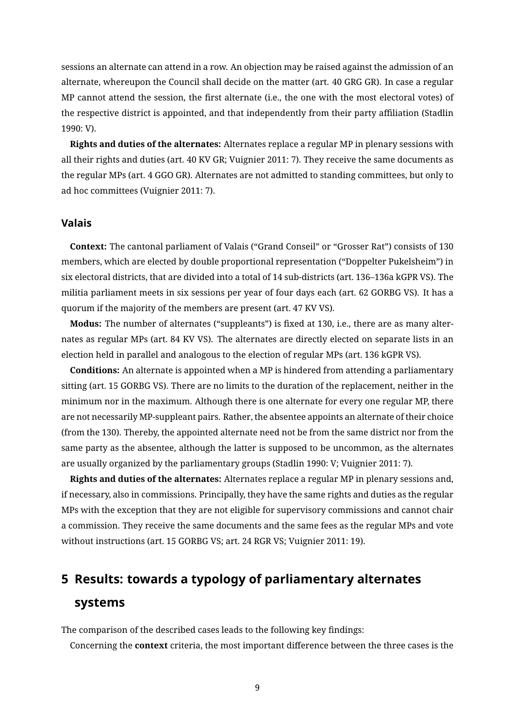sessions an alternate can attend in a row. An objection may be raised against the admission of an alternate, whereupon the Council shall decide on the matter (art. 40 GRG GR). In case a regular MP cannot attend the session, the first alternate (i.e., the one with the most electoral votes) of the respective district is appointed, and that independently from their party affiliation (Stadlin 1990: V).

**Rights and duties of the alternates:** Alternates replace a regular MP in plenary sessions with all their rights and duties (art. 40 KV GR; Vuignier 2011: 7). They receive the same documents as the regular MPs (art. 4 GGO GR). Alternates are not admitted to standing committees, but only to ad hoc committees (Vuignier 2011: 7).

### Valais

**Context:** The cantonal parliament of Valais ("Grand Conseil" or "Grosser Rat") consists of 130 members, which are elected by double proportional representation ("Doppelter Pukelsheim") in six electoral districts, that are divided into a total of 14 sub-districts (art. 136–136a kGPR VS). The militia parliament meets in six sessions per year of four days each (art. 62 GORBG VS). It has a quorum if the majority of the members are present (art. 47 KV VS).

**Modus:** The number of alternates ("suppleants") is fixed at 130, i.e., there are as many alternates as regular MPs (art. 84 KV VS). The alternates are directly elected on separate lists in an election held in parallel and analogous to the election of regular MPs (art. 136 kGPR VS).

**Conditions:** An alternate is appointed when a MP is hindered from attending a parliamentary sitting (art. 15 GORBG VS). There are no limits to the duration of the replacement, neither in the minimum nor in the maximum. Although there is one alternate for every one regular MP, there are not necessarily MP-suppleant pairs. Rather, the absentee appoints an alternate of their choice (from the 130). Thereby, the appointed alternate need not be from the same district nor from the same party as the absentee, although the latter is supposed to be uncommon, as the alternates are usually organized by the parliamentary groups (Stadlin 1990: V; Vuignier 2011: 7).

**Rights and duties of the alternates:** Alternates replace a regular MP in plenary sessions and, if necessary, also in commissions. Principally, they have the same rights and duties as the regular MPs with the exception that they are not eligible for supervisory commissions and cannot chair a commission. They receive the same documents and the same fees as the regular MPs and vote without instructions (art. 15 GORBG VS; art. 24 RGR VS; Vuignier 2011: 19).

## 5 Results: towards a typology of parliamentary alternates systems

The comparison of the described cases leads to the following key findings:

Concerning the **context** criteria, the most important difference between the three cases is the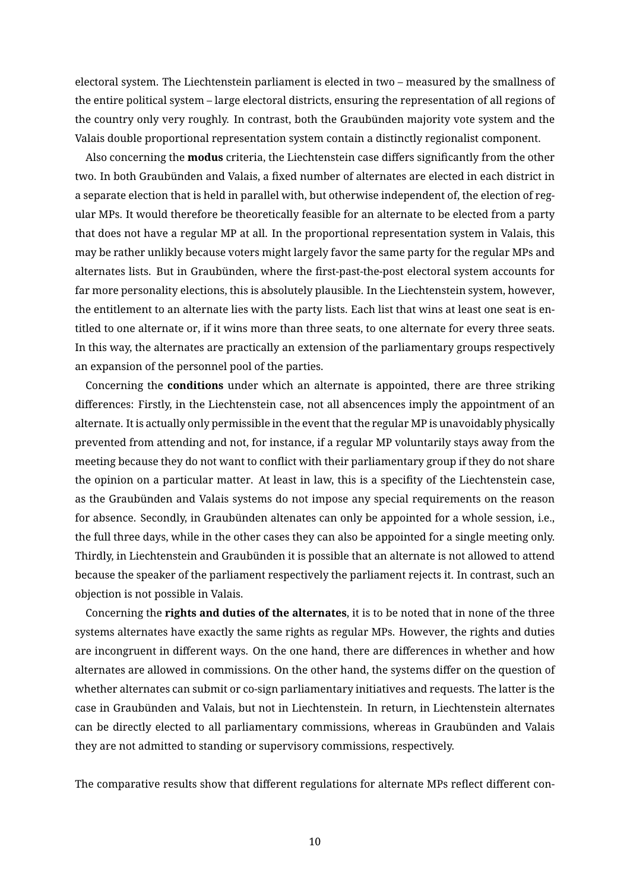electoral system. The Liechtenstein parliament is elected in two – measured by the smallness of the entire political system – large electoral districts, ensuring the representation of all regions of the country only very roughly. In contrast, both the Graubünden majority vote system and the Valais double proportional representation system contain a distinctly regionalist component.

Also concerning the **modus** criteria, the Liechtenstein case differs significantly from the other two. In both Graubünden and Valais, a fixed number of alternates are elected in each district in a separate election that is held in parallel with, but otherwise independent of, the election of regular MPs. It would therefore be theoretically feasible for an alternate to be elected from a party that does not have a regular MP at all. In the proportional representation system in Valais, this may be rather unlikly because voters might largely favor the same party for the regular MPs and alternates lists. But in Graubünden, where the first-past-the-post electoral system accounts for far more personality elections, this is absolutely plausible. In the Liechtenstein system, however, the entitlement to an alternate lies with the party lists. Each list that wins at least one seat is entitled to one alternate or, if it wins more than three seats, to one alternate for every three seats. In this way, the alternates are practically an extension of the parliamentary groups respectively an expansion of the personnel pool of the parties.

Concerning the **conditions** under which an alternate is appointed, there are three striking differences: Firstly, in the Liechtenstein case, not all absencences imply the appointment of an alternate. It is actually only permissible in the event that the regular MP is unavoidably physically prevented from attending and not, for instance, if a regular MP voluntarily stays away from the meeting because they do not want to conflict with their parliamentary group if they do not share the opinion on a particular matter. At least in law, this is a specifity of the Liechtenstein case, as the Graubünden and Valais systems do not impose any special requirements on the reason for absence. Secondly, in Graubünden altenates can only be appointed for a whole session, i.e., the full three days, while in the other cases they can also be appointed for a single meeting only. Thirdly, in Liechtenstein and Graubünden it is possible that an alternate is not allowed to attend because the speaker of the parliament respectively the parliament rejects it. In contrast, such an objection is not possible in Valais.

Concerning the **rights and duties of the alternates**, it is to be noted that in none of the three systems alternates have exactly the same rights as regular MPs. However, the rights and duties are incongruent in different ways. On the one hand, there are differences in whether and how alternates are allowed in commissions. On the other hand, the systems differ on the question of whether alternates can submit or co-sign parliamentary initiatives and requests. The latter is the case in Graubünden and Valais, but not in Liechtenstein. In return, in Liechtenstein alternates can be directly elected to all parliamentary commissions, whereas in Graubünden and Valais they are not admitted to standing or supervisory commissions, respectively.

The comparative results show that different regulations for alternate MPs reflect different con-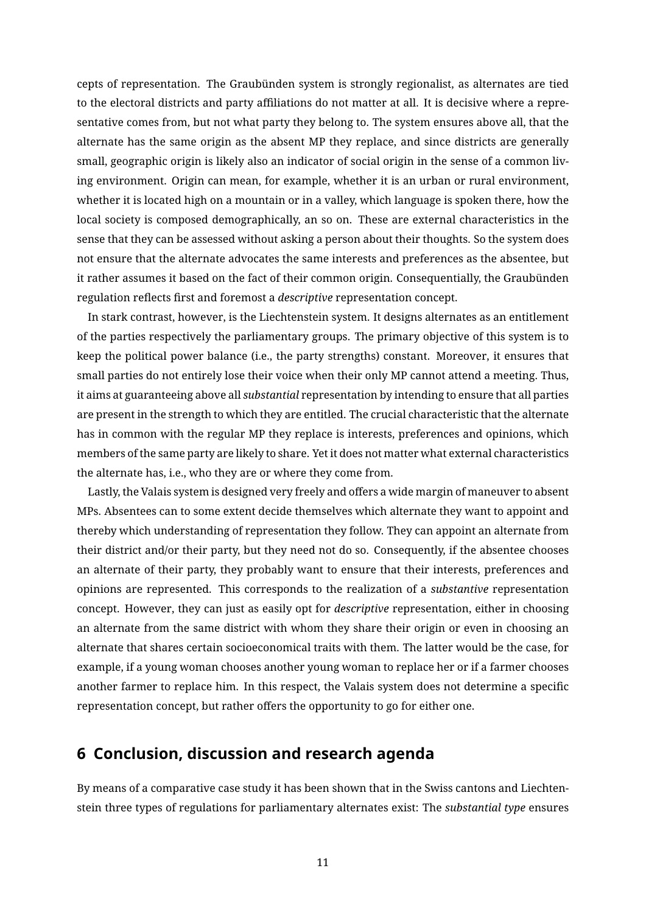cepts of representation. The Graubünden system is strongly regionalist, as alternates are tied to the electoral districts and party affiliations do not matter at all. It is decisive where a representative comes from, but not what party they belong to. The system ensures above all, that the alternate has the same origin as the absent MP they replace, and since districts are generally small, geographic origin is likely also an indicator of social origin in the sense of a common living environment. Origin can mean, for example, whether it is an urban or rural environment, whether it is located high on a mountain or in a valley, which language is spoken there, how the local society is composed demographically, an so on. These are external characteristics in the sense that they can be assessed without asking a person about their thoughts. So the system does not ensure that the alternate advocates the same interests and preferences as the absentee, but it rather assumes it based on the fact of their common origin. Consequentially, the Graubünden regulation reflects first and foremost a *descriptive* representation concept.

In stark contrast, however, is the Liechtenstein system. It designs alternates as an entitlement of the parties respectively the parliamentary groups. The primary objective of this system is to keep the political power balance (i.e., the party strengths) constant. Moreover, it ensures that small parties do not entirely lose their voice when their only MP cannot attend a meeting. Thus, it aims at guaranteeing above all *substantial* representation by intending to ensure that all parties are present in the strength to which they are entitled. The crucial characteristic that the alternate has in common with the regular MP they replace is interests, preferences and opinions, which members of the same party are likely to share. Yet it does not matter what external characteristics the alternate has, i.e., who they are or where they come from.

Lastly, the Valais system is designed very freely and offers a wide margin of maneuver to absent MPs. Absentees can to some extent decide themselves which alternate they want to appoint and thereby which understanding of representation they follow. They can appoint an alternate from their district and/or their party, but they need not do so. Consequently, if the absentee chooses an alternate of their party, they probably want to ensure that their interests, preferences and opinions are represented. This corresponds to the realization of a *substantive* representation concept. However, they can just as easily opt for *descriptive* representation, either in choosing an alternate from the same district with whom they share their origin or even in choosing an alternate that shares certain socioeconomical traits with them. The latter would be the case, for example, if a young woman chooses another young woman to replace her or if a farmer chooses another farmer to replace him. In this respect, the Valais system does not determine a specific representation concept, but rather offers the opportunity to go for either one.

## 6 Conclusion, discussion and research agenda

By means of a comparative case study it has been shown that in the Swiss cantons and Liechtenstein three types of regulations for parliamentary alternates exist: The *substantial type* ensures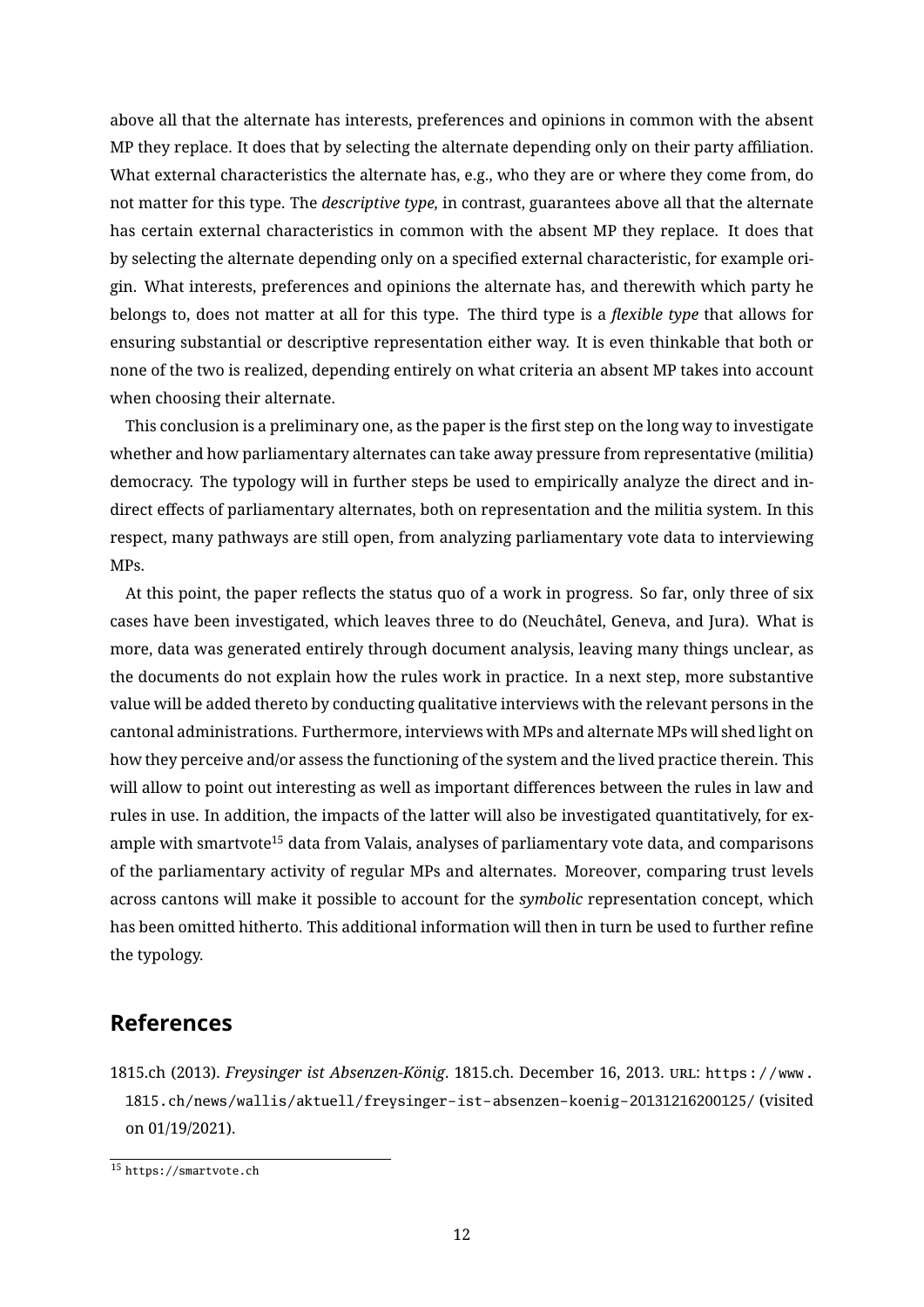above all that the alternate has interests, preferences and opinions in common with the absent MP they replace. It does that by selecting the alternate depending only on their party affiliation. What external characteristics the alternate has, e.g., who they are or where they come from, do not matter for this type. The *descriptive type,* in contrast, guarantees above all that the alternate has certain external characteristics in common with the absent MP they replace. It does that by selecting the alternate depending only on a specified external characteristic, for example origin. What interests, preferences and opinions the alternate has, and therewith which party he belongs to, does not matter at all for this type. The third type is a *flexible type* that allows for ensuring substantial or descriptive representation either way. It is even thinkable that both or none of the two is realized, depending entirely on what criteria an absent MP takes into account when choosing their alternate.

This conclusion is a preliminary one, as the paper is the first step on the long way to investigate whether and how parliamentary alternates can take away pressure from representative (militia) democracy. The typology will in further steps be used to empirically analyze the direct and indirect effects of parliamentary alternates, both on representation and the militia system. In this respect, many pathways are still open, from analyzing parliamentary vote data to interviewing MPs.

At this point, the paper reflects the status quo of a work in progress. So far, only three of six cases have been investigated, which leaves three to do (Neuchâtel, Geneva, and Jura). What is more, data was generated entirely through document analysis, leaving many things unclear, as the documents do not explain how the rules work in practice. In a next step, more substantive value will be added thereto by conducting qualitative interviews with the relevant persons in the cantonal administrations. Furthermore, interviews with MPs and alternate MPs will shed light on how they perceive and/or assess the functioning of the system and the lived practice therein. This will allow to point out interesting as well as important differences between the rules in law and rules in use. In addition, the impacts of the latter will also be investigated quantitatively, for example with smartvote[15] data from Valais, analyses of parliamentary vote data, and comparisons of the parliamentary activity of regular MPs and alternates. Moreover, comparing trust levels across cantons will make it possible to account for the *symbolic* representation concept, which has been omitted hitherto. This additional information will then in turn be used to further refine the typology.

## References

1815.ch (2013). *Freysinger ist Absenzen-König*. 1815.ch. December 16, 2013. URL: `https://www.1815.ch/news/wallis/aktuell/freysinger-ist-absenzen-koenig-20131216200125/` (visited on 01/19/2021).

---

[15] `https://smartvote.ch`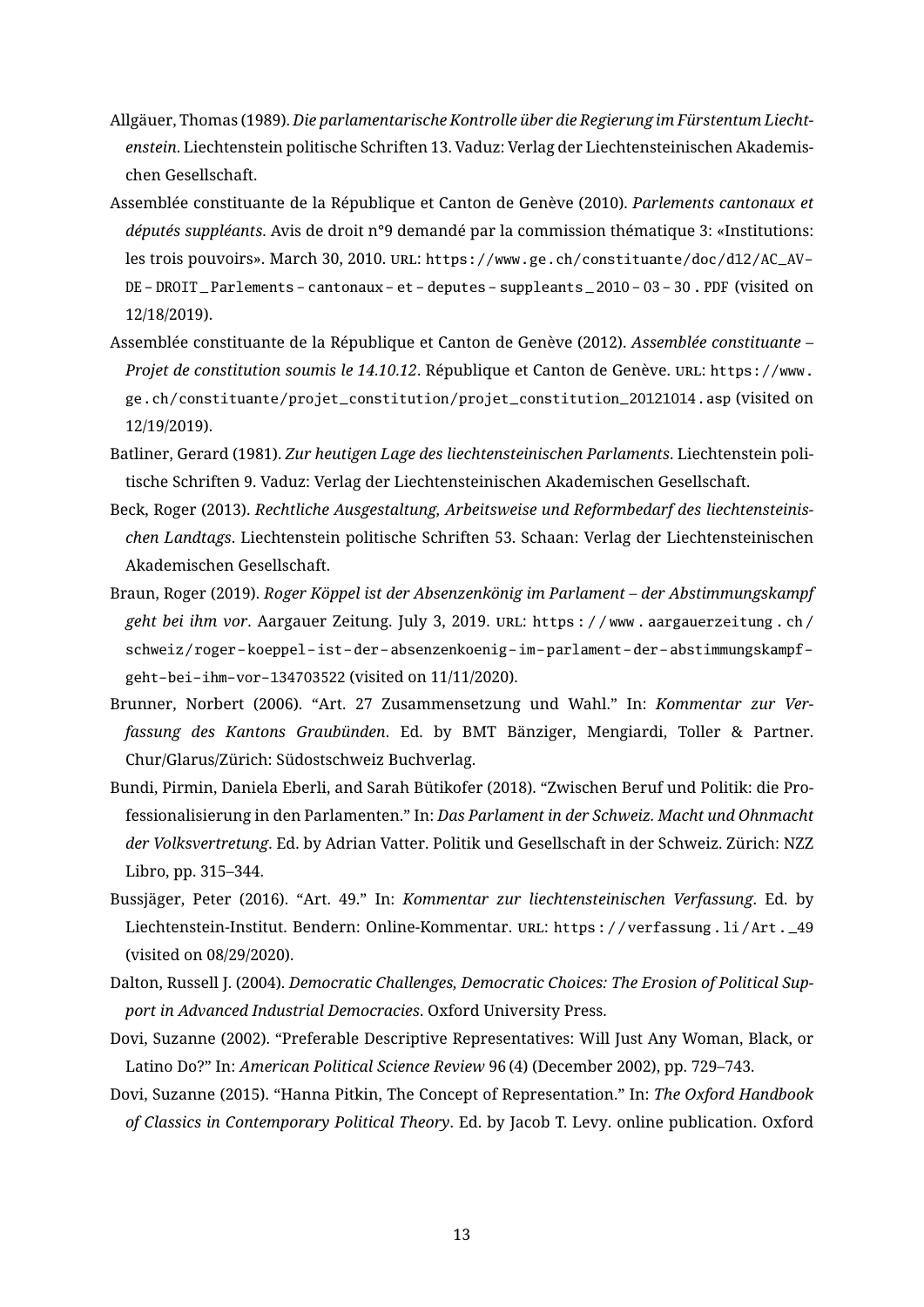Allgäuer, Thomas (1989). *Die parlamentarische Kontrolle über die Regierung im Fürstentum Liechtenstein*. Liechtenstein politische Schriften 13. Vaduz: Verlag der Liechtensteinischen Akademischen Gesellschaft.

Assemblée constituante de la République et Canton de Genève (2010). *Parlements cantonaux et députés suppléants*. Avis de droit n°9 demandé par la commission thématique 3: «Institutions: les trois pouvoirs». March 30, 2010. URL: https://www.ge.ch/constituante/doc/d12/AC_AV-DE-DROIT_Parlements-cantonaux-et-deputes-suppleants_2010-03-30.PDF (visited on 12/18/2019).

Assemblée constituante de la République et Canton de Genève (2012). *Assemblée constituante – Projet de constitution soumis le 14.10.12*. République et Canton de Genève. URL: https://www.ge.ch/constituante/projet_constitution/projet_constitution_20121014.asp (visited on 12/19/2019).

Batliner, Gerard (1981). *Zur heutigen Lage des liechtensteinischen Parlaments*. Liechtenstein politische Schriften 9. Vaduz: Verlag der Liechtensteinischen Akademischen Gesellschaft.

Beck, Roger (2013). *Rechtliche Ausgestaltung, Arbeitsweise und Reformbedarf des liechtensteinischen Landtags*. Liechtenstein politische Schriften 53. Schaan: Verlag der Liechtensteinischen Akademischen Gesellschaft.

Braun, Roger (2019). *Roger Köppel ist der Absenzenkönig im Parlament – der Abstimmungskampf geht bei ihm vor*. Aargauer Zeitung. July 3, 2019. URL: https://www.aargauerzeitung.ch/schweiz/roger-koeppel-ist-der-absenzenkoenig-im-parlament-der-abstimmungskampf-geht-bei-ihm-vor-134703522 (visited on 11/11/2020).

Brunner, Norbert (2006). "Art. 27 Zusammensetzung und Wahl." In: *Kommentar zur Verfassung des Kantons Graubünden*. Ed. by BMT Bänziger, Mengiardi, Toller & Partner. Chur/Glarus/Zürich: Südostschweiz Buchverlag.

Bundi, Pirmin, Daniela Eberli, and Sarah Bütikofer (2018). "Zwischen Beruf und Politik: die Professionalisierung in den Parlamenten." In: *Das Parlament in der Schweiz. Macht und Ohnmacht der Volksvertretung*. Ed. by Adrian Vatter. Politik und Gesellschaft in der Schweiz. Zürich: NZZ Libro, pp. 315–344.

Bussjäger, Peter (2016). "Art. 49." In: *Kommentar zur liechtensteinischen Verfassung*. Ed. by Liechtenstein-Institut. Bendern: Online-Kommentar. URL: https://verfassung.li/Art._49 (visited on 08/29/2020).

Dalton, Russell J. (2004). *Democratic Challenges, Democratic Choices: The Erosion of Political Support in Advanced Industrial Democracies*. Oxford University Press.

Dovi, Suzanne (2002). "Preferable Descriptive Representatives: Will Just Any Woman, Black, or Latino Do?" In: *American Political Science Review* 96 (4) (December 2002), pp. 729–743.

Dovi, Suzanne (2015). "Hanna Pitkin, The Concept of Representation." In: *The Oxford Handbook of Classics in Contemporary Political Theory*. Ed. by Jacob T. Levy. online publication. Oxford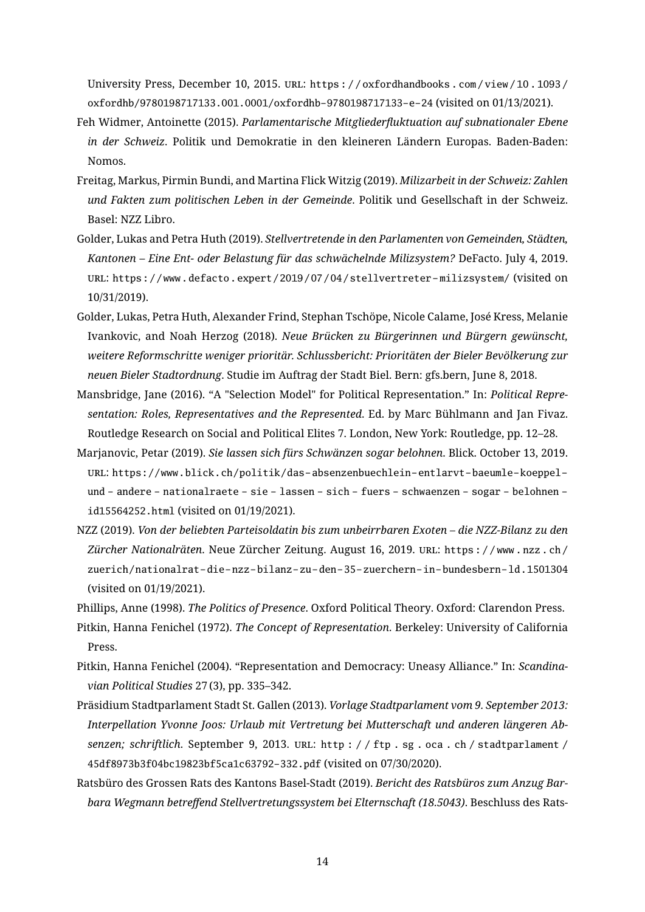University Press, December 10, 2015. URL: https://oxfordhandbooks.com/view/10.1093/oxfordhb/9780198717133.001.0001/oxfordhb-9780198717133-e-24 (visited on 01/13/2021).

Feh Widmer, Antoinette (2015). *Parlamentarische Mitgliederfluktuation auf subnationaler Ebene in der Schweiz*. Politik und Demokratie in den kleineren Ländern Europas. Baden-Baden: Nomos.

Freitag, Markus, Pirmin Bundi, and Martina Flick Witzig (2019). *Milizarbeit in der Schweiz: Zahlen und Fakten zum politischen Leben in der Gemeinde*. Politik und Gesellschaft in der Schweiz. Basel: NZZ Libro.

Golder, Lukas and Petra Huth (2019). *Stellvertretende in den Parlamenten von Gemeinden, Städten, Kantonen – Eine Ent- oder Belastung für das schwächelnde Milizsystem?* DeFacto. July 4, 2019. URL: https://www.defacto.expert/2019/07/04/stellvertreter-milizsystem/ (visited on 10/31/2019).

Golder, Lukas, Petra Huth, Alexander Frind, Stephan Tschöpe, Nicole Calame, José Kress, Melanie Ivankovic, and Noah Herzog (2018). *Neue Brücken zu Bürgerinnen und Bürgern gewünscht, weitere Reformschritte weniger prioritär. Schlussbericht: Prioritäten der Bieler Bevölkerung zur neuen Bieler Stadtordnung*. Studie im Auftrag der Stadt Biel. Bern: gfs.bern, June 8, 2018.

Mansbridge, Jane (2016). "A "Selection Model" for Political Representation." In: *Political Representation: Roles, Representatives and the Represented*. Ed. by Marc Bühlmann and Jan Fivaz. Routledge Research on Social and Political Elites 7. London, New York: Routledge, pp. 12–28.

Marjanovic, Petar (2019). *Sie lassen sich fürs Schwänzen sogar belohnen*. Blick. October 13, 2019. URL: https://www.blick.ch/politik/das-absenzenbuechlein-entlarvt-baeumle-koeppel-und-andere-nationalraete-sie-lassen-sich-fuers-schwaenzen-sogar-belohnen-id15564252.html (visited on 01/19/2021).

NZZ (2019). *Von der beliebten Parteisoldatin bis zum unbeirrbaren Exoten – die NZZ-Bilanz zu den Zürcher Nationalräten*. Neue Zürcher Zeitung. August 16, 2019. URL: https://www.nzz.ch/zuerich/nationalrat-die-nzz-bilanz-zu-den-35-zuerchern-in-bundesbern-ld.1501304 (visited on 01/19/2021).

Phillips, Anne (1998). *The Politics of Presence*. Oxford Political Theory. Oxford: Clarendon Press.

Pitkin, Hanna Fenichel (1972). *The Concept of Representation*. Berkeley: University of California Press.

Pitkin, Hanna Fenichel (2004). "Representation and Democracy: Uneasy Alliance." In: *Scandinavian Political Studies* 27 (3), pp. 335–342.

Präsidium Stadtparlament Stadt St. Gallen (2013). *Vorlage Stadtparlament vom 9. September 2013: Interpellation Yvonne Joos: Urlaub mit Vertretung bei Mutterschaft und anderen längeren Absenzen; schriftlich*. September 9, 2013. URL: http://ftp.sg.oca.ch/stadtparlament/45df8973b3f04bc19823bf5ca1c63792-332.pdf (visited on 07/30/2020).

Ratsbüro des Grossen Rats des Kantons Basel-Stadt (2019). *Bericht des Ratsbüros zum Anzug Barbara Wegmann betreffend Stellvertretungssystem bei Elternschaft (18.5043)*. Beschluss des Rats-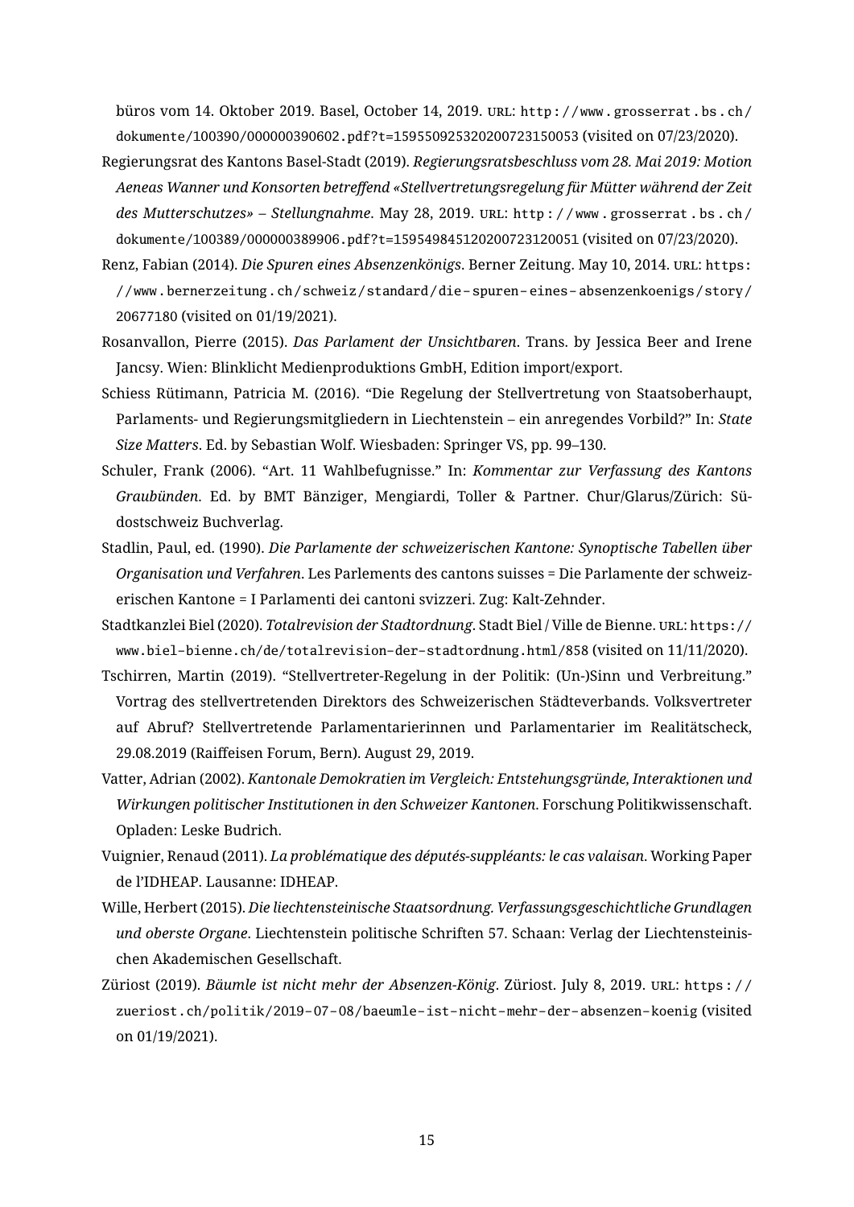büros vom 14. Oktober 2019. Basel, October 14, 2019. URL: http://www.grosserrat.bs.ch/dokumente/100390/000000390602.pdf?t=159550925320200723150053 (visited on 07/23/2020).

Regierungsrat des Kantons Basel-Stadt (2019). *Regierungsratsbeschluss vom 28. Mai 2019: Motion Aeneas Wanner und Konsorten betreffend «Stellvertretungsregelung für Mütter während der Zeit des Mutterschutzes» – Stellungnahme*. May 28, 2019. URL: http://www.grosserrat.bs.ch/dokumente/100389/000000389906.pdf?t=159549845120200723120051 (visited on 07/23/2020).

Renz, Fabian (2014). *Die Spuren eines Absenzenkönigs*. Berner Zeitung. May 10, 2014. URL: https://www.bernerzeitung.ch/schweiz/standard/die-spuren-eines-absenzenkoenigs/story/20677180 (visited on 01/19/2021).

Rosanvallon, Pierre (2015). *Das Parlament der Unsichtbaren*. Trans. by Jessica Beer and Irene Jancsy. Wien: Blinklicht Medienproduktions GmbH, Edition import/export.

Schiess Rütimann, Patricia M. (2016). "Die Regelung der Stellvertretung von Staatsoberhaupt, Parlaments- und Regierungsmitgliedern in Liechtenstein – ein anregendes Vorbild?" In: *State Size Matters*. Ed. by Sebastian Wolf. Wiesbaden: Springer VS, pp. 99–130.

Schuler, Frank (2006). "Art. 11 Wahlbefugnisse." In: *Kommentar zur Verfassung des Kantons Graubünden*. Ed. by BMT Bänziger, Mengiardi, Toller & Partner. Chur/Glarus/Zürich: Südostschweiz Buchverlag.

Stadlin, Paul, ed. (1990). *Die Parlamente der schweizerischen Kantone: Synoptische Tabellen über Organisation und Verfahren*. Les Parlements des cantons suisses = Die Parlamente der schweizerischen Kantone = I Parlamenti dei cantoni svizzeri. Zug: Kalt-Zehnder.

Stadtkanzlei Biel (2020). *Totalrevision der Stadtordnung*. Stadt Biel / Ville de Bienne. URL: https://www.biel-bienne.ch/de/totalrevision-der-stadtordnung.html/858 (visited on 11/11/2020).

Tschirren, Martin (2019). "Stellvertreter-Regelung in der Politik: (Un-)Sinn und Verbreitung." Vortrag des stellvertretenden Direktors des Schweizerischen Städteverbands. Volksvertreter auf Abruf? Stellvertretende Parlamentarierinnen und Parlamentarier im Realitätscheck, 29.08.2019 (Raiffeisen Forum, Bern). August 29, 2019.

Vatter, Adrian (2002). *Kantonale Demokratien im Vergleich: Entstehungsgründe, Interaktionen und Wirkungen politischer Institutionen in den Schweizer Kantonen*. Forschung Politikwissenschaft. Opladen: Leske Budrich.

Vuignier, Renaud (2011). *La problématique des députés-suppléants: le cas valaisan*. Working Paper de l'IDHEAP. Lausanne: IDHEAP.

Wille, Herbert (2015). *Die liechtensteinische Staatsordnung. Verfassungsgeschichtliche Grundlagen und oberste Organe*. Liechtenstein politische Schriften 57. Schaan: Verlag der Liechtensteinischen Akademischen Gesellschaft.

Züriost (2019). *Bäumle ist nicht mehr der Absenzen-König*. Züriost. July 8, 2019. URL: https://zueriost.ch/politik/2019-07-08/baeumle-ist-nicht-mehr-der-absenzen-koenig (visited on 01/19/2021).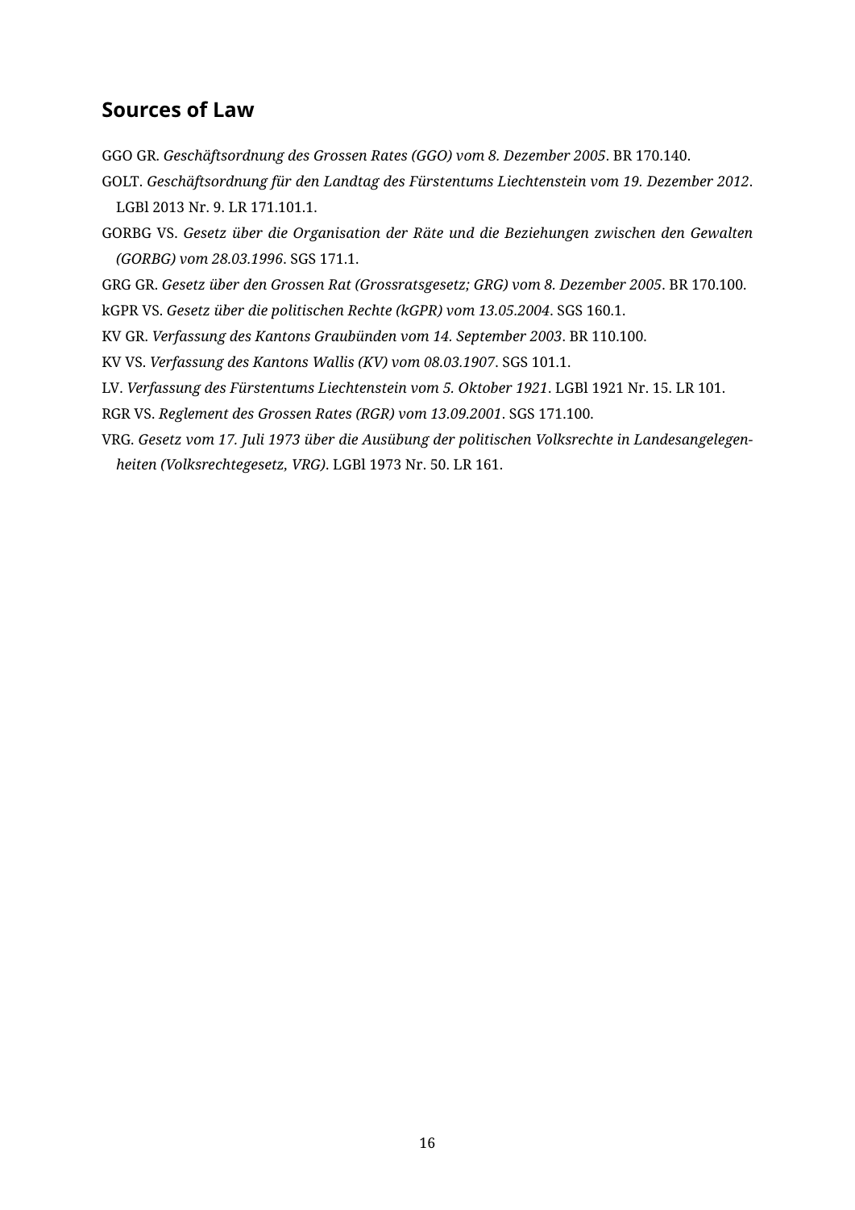## Sources of Law

GGO GR. *Geschäftsordnung des Grossen Rates (GGO) vom 8. Dezember 2005*. BR 170.140.

GOLT. *Geschäftsordnung für den Landtag des Fürstentums Liechtenstein vom 19. Dezember 2012*. LGBl 2013 Nr. 9. LR 171.101.1.

GORBG VS. *Gesetz über die Organisation der Räte und die Beziehungen zwischen den Gewalten (GORBG) vom 28.03.1996*. SGS 171.1.

GRG GR. *Gesetz über den Grossen Rat (Grossratsgesetz; GRG) vom 8. Dezember 2005*. BR 170.100.

kGPR VS. *Gesetz über die politischen Rechte (kGPR) vom 13.05.2004*. SGS 160.1.

KV GR. *Verfassung des Kantons Graubünden vom 14. September 2003*. BR 110.100.

KV VS. *Verfassung des Kantons Wallis (KV) vom 08.03.1907*. SGS 101.1.

LV. *Verfassung des Fürstentums Liechtenstein vom 5. Oktober 1921*. LGBl 1921 Nr. 15. LR 101.

RGR VS. *Reglement des Grossen Rates (RGR) vom 13.09.2001*. SGS 171.100.

VRG. *Gesetz vom 17. Juli 1973 über die Ausübung der politischen Volksrechte in Landesangelegenheiten (Volksrechtegesetz, VRG)*. LGBl 1973 Nr. 50. LR 161.